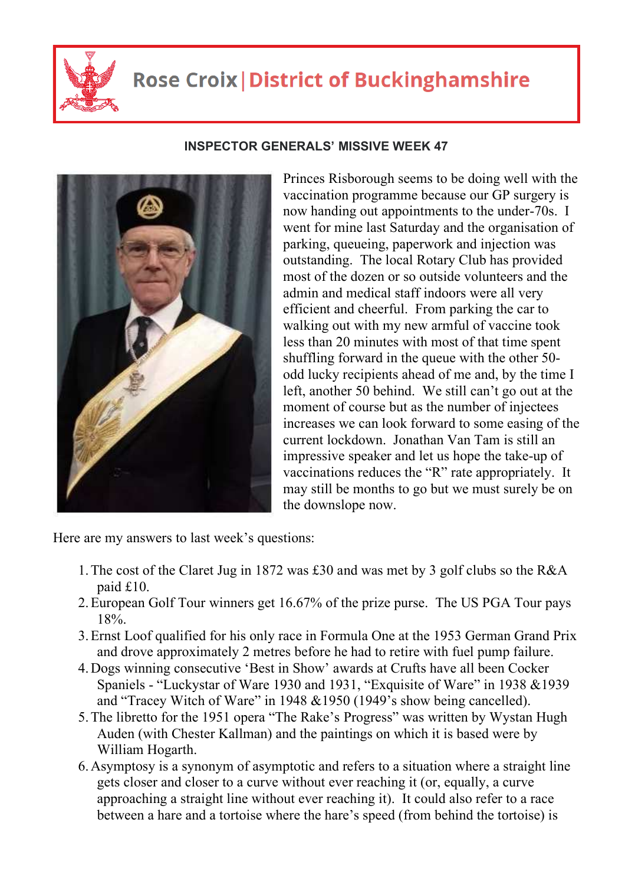# Rose Croix | District of Buckinghamshire

**INSPECTOR GENERALS' MISSIVE WEEK 47**

Princes Risborough seems to be doing well with the vaccination programme because our GP surgery is now handing out appointments to the under-70s. I went for mine last Saturday and the organisation of parking, queueing, paperwork and injection was outstanding. The local Rotary Club has provided most of the dozen or so outside volunteers and the admin and medical staff indoors were all very efficient and cheerful. From parking the car to walking out with my new armful of vaccine took less than 20 minutes with most of that time spent shuffling forward in the queue with the other 50-odd lucky recipients ahead of me and, by the time I left, another 50 behind. We still can't go out at the moment of course but as the number of injectees increases we can look forward to some easing of the current lockdown. Jonathan Van Tam is still an impressive speaker and let us hope the take-up of vaccinations reduces the "R" rate appropriately. It may still be months to go but we must surely be on the downslope now.

Here are my answers to last week's questions:

1. The cost of the Claret Jug in 1872 was £30 and was met by 3 golf clubs so the R&A paid £10.
2. European Golf Tour winners get 16.67% of the prize purse. The US PGA Tour pays 18%.
3. Ernst Loof qualified for his only race in Formula One at the 1953 German Grand Prix and drove approximately 2 metres before he had to retire with fuel pump failure.
4. Dogs winning consecutive 'Best in Show' awards at Crufts have all been Cocker Spaniels - "Luckystar of Ware 1930 and 1931, "Exquisite of Ware" in 1938 &1939 and "Tracey Witch of Ware" in 1948 &1950 (1949's show being cancelled).
5. The libretto for the 1951 opera "The Rake's Progress" was written by Wystan Hugh Auden (with Chester Kallman) and the paintings on which it is based were by William Hogarth.
6. Asymptosy is a synonym of asymptotic and refers to a situation where a straight line gets closer and closer to a curve without ever reaching it (or, equally, a curve approaching a straight line without ever reaching it). It could also refer to a race between a hare and a tortoise where the hare's speed (from behind the tortoise) is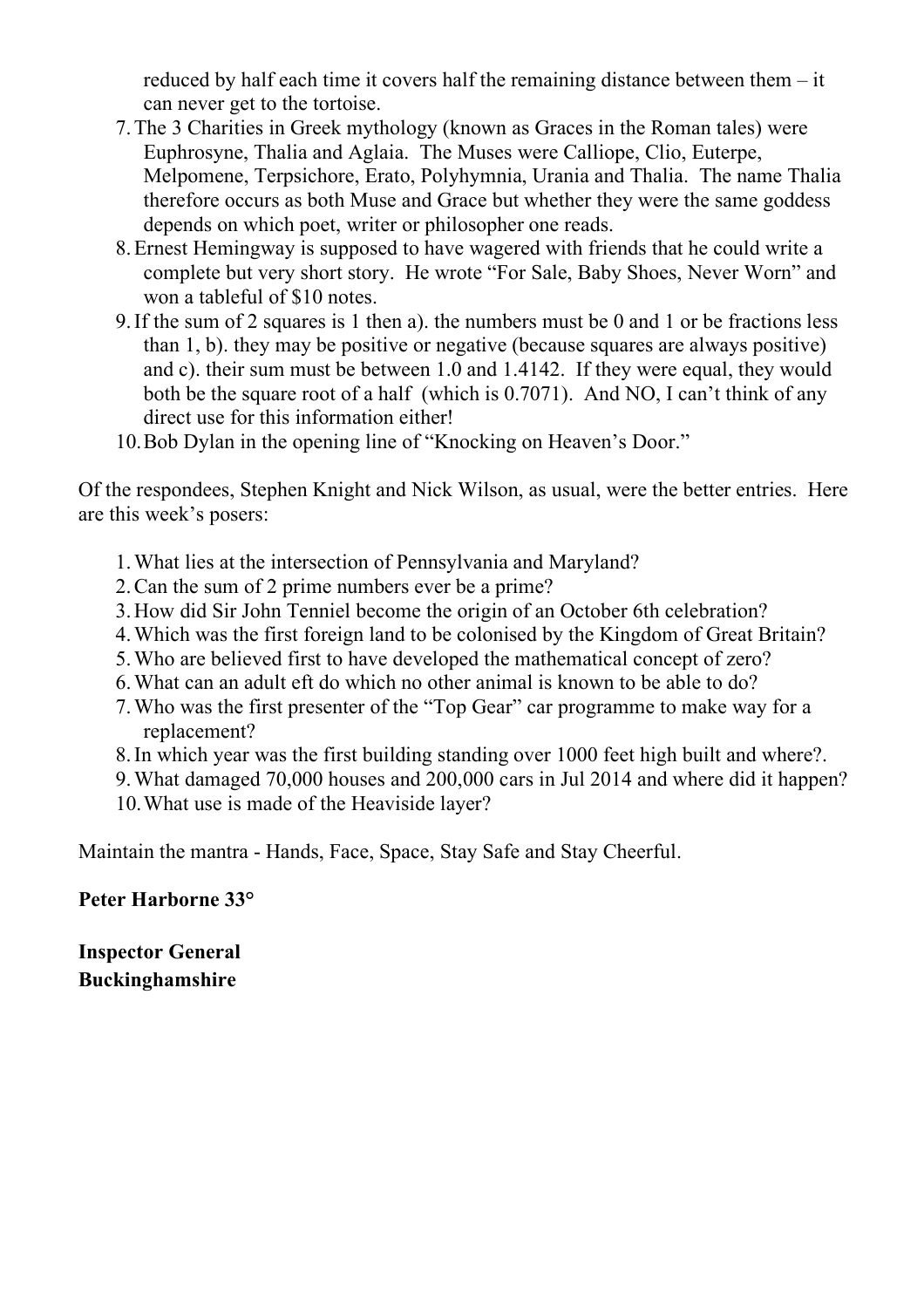reduced by half each time it covers half the remaining distance between them – it can never get to the tortoise.

7. The 3 Charities in Greek mythology (known as Graces in the Roman tales) were Euphrosyne, Thalia and Aglaia. The Muses were Calliope, Clio, Euterpe, Melpomene, Terpsichore, Erato, Polyhymnia, Urania and Thalia. The name Thalia therefore occurs as both Muse and Grace but whether they were the same goddess depends on which poet, writer or philosopher one reads.
8. Ernest Hemingway is supposed to have wagered with friends that he could write a complete but very short story. He wrote "For Sale, Baby Shoes, Never Worn" and won a tableful of $10 notes.
9. If the sum of 2 squares is 1 then a). the numbers must be 0 and 1 or be fractions less than 1, b). they may be positive or negative (because squares are always positive) and c). their sum must be between 1.0 and 1.4142. If they were equal, they would both be the square root of a half (which is 0.7071). And NO, I can't think of any direct use for this information either!
10. Bob Dylan in the opening line of "Knocking on Heaven's Door."

Of the respondees, Stephen Knight and Nick Wilson, as usual, were the better entries. Here are this week's posers:

1. What lies at the intersection of Pennsylvania and Maryland?
2. Can the sum of 2 prime numbers ever be a prime?
3. How did Sir John Tenniel become the origin of an October 6th celebration?
4. Which was the first foreign land to be colonised by the Kingdom of Great Britain?
5. Who are believed first to have developed the mathematical concept of zero?
6. What can an adult eft do which no other animal is known to be able to do?
7. Who was the first presenter of the "Top Gear" car programme to make way for a replacement?
8. In which year was the first building standing over 1000 feet high built and where?.
9. What damaged 70,000 houses and 200,000 cars in Jul 2014 and where did it happen?
10. What use is made of the Heaviside layer?

Maintain the mantra - Hands, Face, Space, Stay Safe and Stay Cheerful.

**Peter Harborne 33°**

**Inspector General**
**Buckinghamshire**